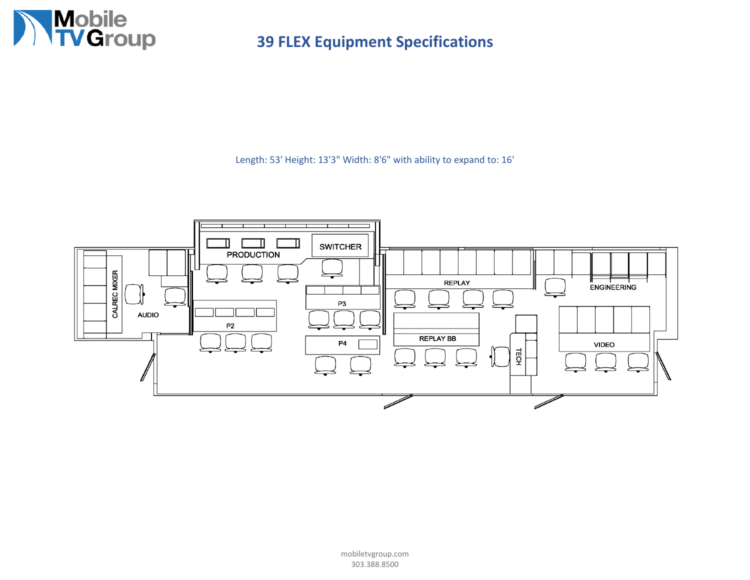# 39 FLEX Equipment Specifications

Length: 53' Height: 13'3" Width: 8'6" with ability to expand to: 16'

CALREC MIXER

AUDIO

PRODUCTION

SWITCHER

P2

P3

P4

REPLAY

REPLAY BB

TECH

ENGINEERING

VIDEO

mobiletvgroup.com
303.388.8500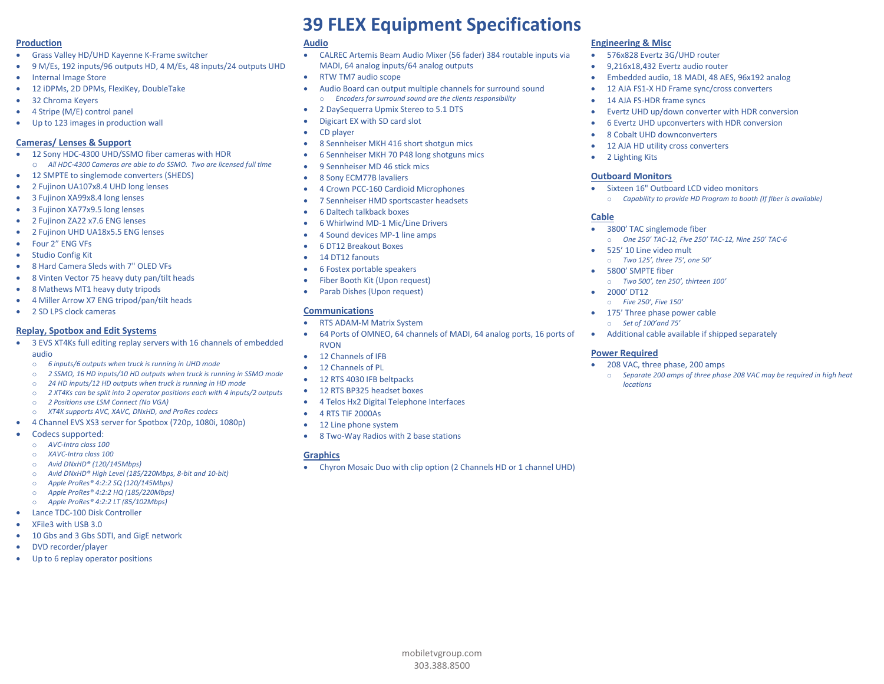# 39 FLEX Equipment Specifications

## Production

- Grass Valley HD/UHD Kayenne K-Frame switcher
- 9 M/Es, 192 inputs/96 outputs HD, 4 M/Es, 48 inputs/24 outputs UHD
- Internal Image Store
- 12 iDPMs, 2D DPMs, FlexiKey, DoubleTake
- 32 Chroma Keyers
- 4 Stripe (M/E) control panel
- Up to 123 images in production wall

## Cameras/ Lenses & Support

- 12 Sony HDC-4300 UHD/SSMO fiber cameras with HDR
  - *All HDC-4300 Cameras are able to do SSMO. Two are licensed full time*
- 12 SMPTE to singlemode converters (SHEDS)
- 2 Fujinon UA107x8.4 UHD long lenses
- 3 Fujinon XA99x8.4 long lenses
- 3 Fujinon XA77x9.5 long lenses
- 2 Fujinon ZA22 x7.6 ENG lenses
- 2 Fujinon UHD UA18x5.5 ENG lenses
- Four 2" ENG VFs
- Studio Config Kit
- 8 Hard Camera Sleds with 7" OLED VFs
- 8 Vinten Vector 75 heavy duty pan/tilt heads
- 8 Mathews MT1 heavy duty tripods
- 4 Miller Arrow X7 ENG tripod/pan/tilt heads
- 2 SD LPS clock cameras

## Replay, Spotbox and Edit Systems

- 3 EVS XT4Ks full editing replay servers with 16 channels of embedded audio
  - *6 inputs/6 outputs when truck is running in UHD mode*
  - *2 SSMO, 16 HD inputs/10 HD outputs when truck is running in SSMO mode*
  - *24 HD inputs/12 HD outputs when truck is running in HD mode*
  - *2 XT4Ks can be split into 2 operator positions each with 4 inputs/2 outputs*
  - *2 Positions use LSM Connect (No VGA)*
  - *XT4K supports AVC, XAVC, DNxHD, and ProRes codecs*
- 4 Channel EVS XS3 server for Spotbox (720p, 1080i, 1080p)
- Codecs supported:
  - *AVC-Intra class 100*
  - *XAVC-Intra class 100*
  - *Avid DNxHD® (120/145Mbps)*
  - *Avid DNxHD® High Level (185/220Mbps, 8-bit and 10-bit)*
  - *Apple ProRes® 4:2:2 SQ (120/145Mbps)*
  - *Apple ProRes® 4:2:2 HQ (185/220Mbps)*
  - *Apple ProRes® 4:2:2 LT (85/102Mbps)*
- Lance TDC-100 Disk Controller
- XFile3 with USB 3.0
- 10 Gbs and 3 Gbs SDTI, and GigE network
- DVD recorder/player
- Up to 6 replay operator positions

## Audio

- CALREC Artemis Beam Audio Mixer (56 fader) 384 routable inputs via MADI, 64 analog inputs/64 analog outputs
- RTW TM7 audio scope
- Audio Board can output multiple channels for surround sound
  - *Encoders for surround sound are the clients responsibility*
- 2 DaySequerra Upmix Stereo to 5.1 DTS
- Digicart EX with SD card slot
- CD player
- 8 Sennheiser MKH 416 short shotgun mics
- 6 Sennheiser MKH 70 P48 long shotguns mics
- 9 Sennheiser MD 46 stick mics
- 8 Sony ECM77B lavaliers
- 4 Crown PCC-160 Cardioid Microphones
- 7 Sennheiser HMD sportscaster headsets
- 6 Daltech talkback boxes
- 6 Whirlwind MD-1 Mic/Line Drivers
- 4 Sound devices MP-1 line amps
- 6 DT12 Breakout Boxes
- 14 DT12 fanouts
- 6 Fostex portable speakers
- Fiber Booth Kit (Upon request)
- Parab Dishes (Upon request)

## Communications

- RTS ADAM-M Matrix System
- 64 Ports of OMNEO, 64 channels of MADI, 64 analog ports, 16 ports of RVON
- 12 Channels of IFB
- 12 Channels of PL
- 12 RTS 4030 IFB beltpacks
- 12 RTS BP325 headset boxes
- 4 Telos Hx2 Digital Telephone Interfaces
- 4 RTS TIF 2000As
- 12 Line phone system
- 8 Two-Way Radios with 2 base stations

## Graphics

- Chyron Mosaic Duo with clip option (2 Channels HD or 1 channel UHD)

## Engineering & Misc

- 576x828 Evertz 3G/UHD router
- 9,216x18,432 Evertz audio router
- Embedded audio, 18 MADI, 48 AES, 96x192 analog
- 12 AJA FS1-X HD Frame sync/cross converters
- 14 AJA FS-HDR frame syncs
- Evertz UHD up/down converter with HDR conversion
- 6 Evertz UHD upconverters with HDR conversion
- 8 Cobalt UHD downconverters
- 12 AJA HD utility cross converters
- 2 Lighting Kits

## Outboard Monitors

- Sixteen 16" Outboard LCD video monitors
  - *Capability to provide HD Program to booth (If fiber is available)*

## Cable

- 3800' TAC singlemode fiber
  - *One 250' TAC-12, Five 250' TAC-12, Nine 250' TAC-6*
- 525' 10 Line video mult
  - *Two 125', three 75', one 50'*
- 5800' SMPTE fiber
  - *Two 500', ten 250', thirteen 100'*
- 2000' DT12
  - *Five 250', Five 150'*
- 175' Three phase power cable
  - *Set of 100'and 75'*
- Additional cable available if shipped separately

## Power Required

- 208 VAC, three phase, 200 amps
  - *Separate 200 amps of three phase 208 VAC may be required in high heat locations*

mobiletvgroup.com
303.388.8500